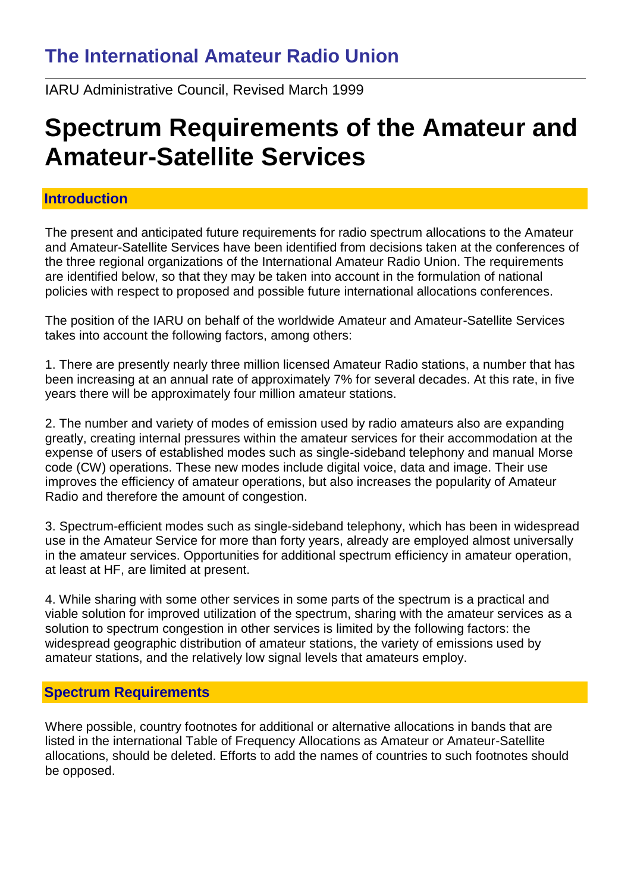## The International Amateur Radio Union

IARU Administrative Council, Revised March 1999

# Spectrum Requirements of the Amateur and Amateur-Satellite Services

### Introduction

The present and anticipated future requirements for radio spectrum allocations to the Amateur and Amateur-Satellite Services have been identified from decisions taken at the conferences of the three regional organizations of the International Amateur Radio Union. The requirements are identified below, so that they may be taken into account in the formulation of national policies with respect to proposed and possible future international allocations conferences.

The position of the IARU on behalf of the worldwide Amateur and Amateur-Satellite Services takes into account the following factors, among others:

1. There are presently nearly three million licensed Amateur Radio stations, a number that has been increasing at an annual rate of approximately 7% for several decades. At this rate, in five years there will be approximately four million amateur stations.

2. The number and variety of modes of emission used by radio amateurs also are expanding greatly, creating internal pressures within the amateur services for their accommodation at the expense of users of established modes such as single-sideband telephony and manual Morse code (CW) operations. These new modes include digital voice, data and image. Their use improves the efficiency of amateur operations, but also increases the popularity of Amateur Radio and therefore the amount of congestion.

3. Spectrum-efficient modes such as single-sideband telephony, which has been in widespread use in the Amateur Service for more than forty years, already are employed almost universally in the amateur services. Opportunities for additional spectrum efficiency in amateur operation, at least at HF, are limited at present.

4. While sharing with some other services in some parts of the spectrum is a practical and viable solution for improved utilization of the spectrum, sharing with the amateur services as a solution to spectrum congestion in other services is limited by the following factors: the widespread geographic distribution of amateur stations, the variety of emissions used by amateur stations, and the relatively low signal levels that amateurs employ.

### Spectrum Requirements

Where possible, country footnotes for additional or alternative allocations in bands that are listed in the international Table of Frequency Allocations as Amateur or Amateur-Satellite allocations, should be deleted. Efforts to add the names of countries to such footnotes should be opposed.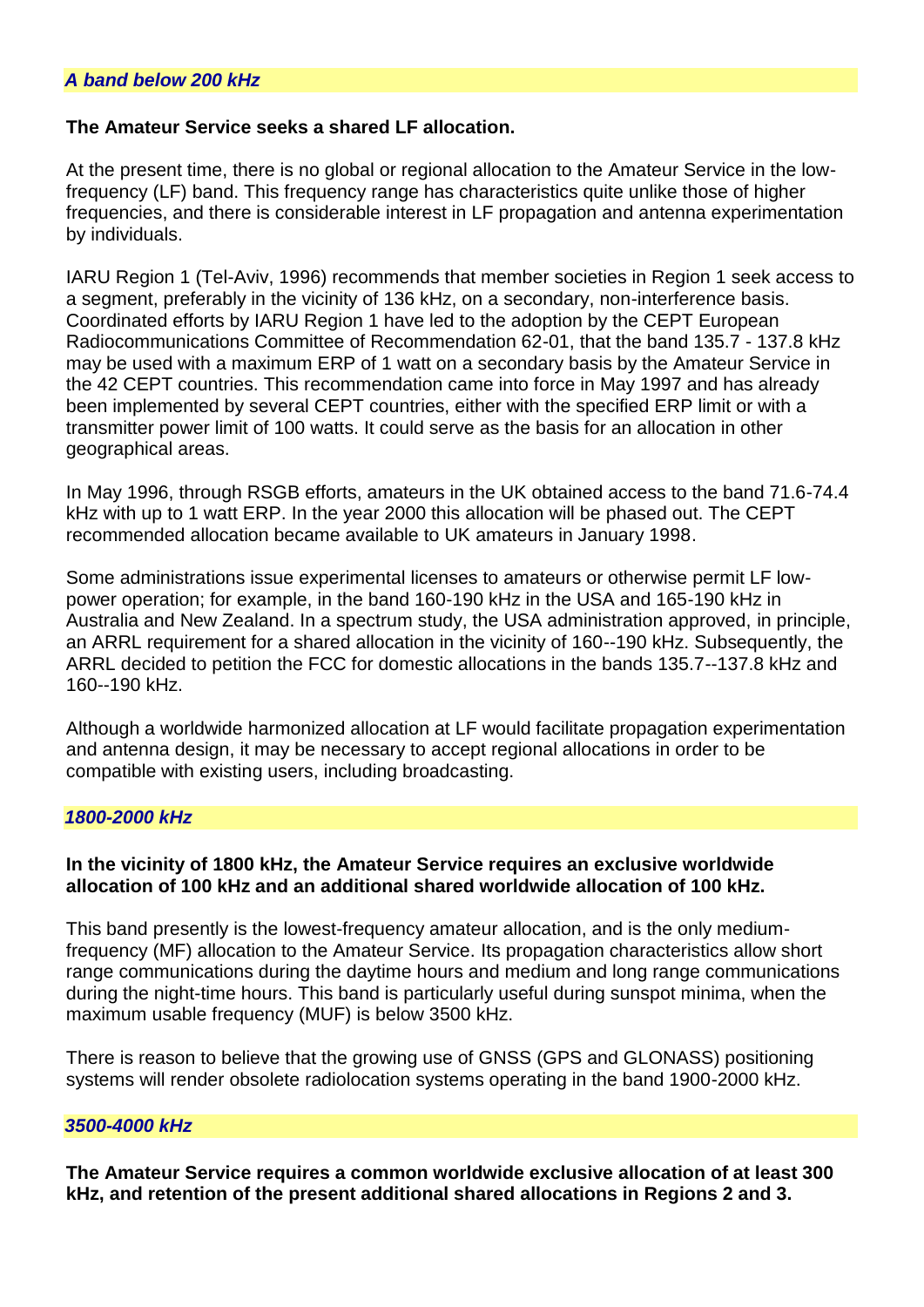### *A band below 200 kHz*

**The Amateur Service seeks a shared LF allocation.**

At the present time, there is no global or regional allocation to the Amateur Service in the low-frequency (LF) band. This frequency range has characteristics quite unlike those of higher frequencies, and there is considerable interest in LF propagation and antenna experimentation by individuals.

IARU Region 1 (Tel-Aviv, 1996) recommends that member societies in Region 1 seek access to a segment, preferably in the vicinity of 136 kHz, on a secondary, non-interference basis. Coordinated efforts by IARU Region 1 have led to the adoption by the CEPT European Radiocommunications Committee of Recommendation 62-01, that the band 135.7 - 137.8 kHz may be used with a maximum ERP of 1 watt on a secondary basis by the Amateur Service in the 42 CEPT countries. This recommendation came into force in May 1997 and has already been implemented by several CEPT countries, either with the specified ERP limit or with a transmitter power limit of 100 watts. It could serve as the basis for an allocation in other geographical areas.

In May 1996, through RSGB efforts, amateurs in the UK obtained access to the band 71.6-74.4 kHz with up to 1 watt ERP. In the year 2000 this allocation will be phased out. The CEPT recommended allocation became available to UK amateurs in January 1998.

Some administrations issue experimental licenses to amateurs or otherwise permit LF low-power operation; for example, in the band 160-190 kHz in the USA and 165-190 kHz in Australia and New Zealand. In a spectrum study, the USA administration approved, in principle, an ARRL requirement for a shared allocation in the vicinity of 160--190 kHz. Subsequently, the ARRL decided to petition the FCC for domestic allocations in the bands 135.7--137.8 kHz and 160--190 kHz.

Although a worldwide harmonized allocation at LF would facilitate propagation experimentation and antenna design, it may be necessary to accept regional allocations in order to be compatible with existing users, including broadcasting.

### *1800-2000 kHz*

**In the vicinity of 1800 kHz, the Amateur Service requires an exclusive worldwide allocation of 100 kHz and an additional shared worldwide allocation of 100 kHz.**

This band presently is the lowest-frequency amateur allocation, and is the only medium-frequency (MF) allocation to the Amateur Service. Its propagation characteristics allow short range communications during the daytime hours and medium and long range communications during the night-time hours. This band is particularly useful during sunspot minima, when the maximum usable frequency (MUF) is below 3500 kHz.

There is reason to believe that the growing use of GNSS (GPS and GLONASS) positioning systems will render obsolete radiolocation systems operating in the band 1900-2000 kHz.

### *3500-4000 kHz*

**The Amateur Service requires a common worldwide exclusive allocation of at least 300 kHz, and retention of the present additional shared allocations in Regions 2 and 3.**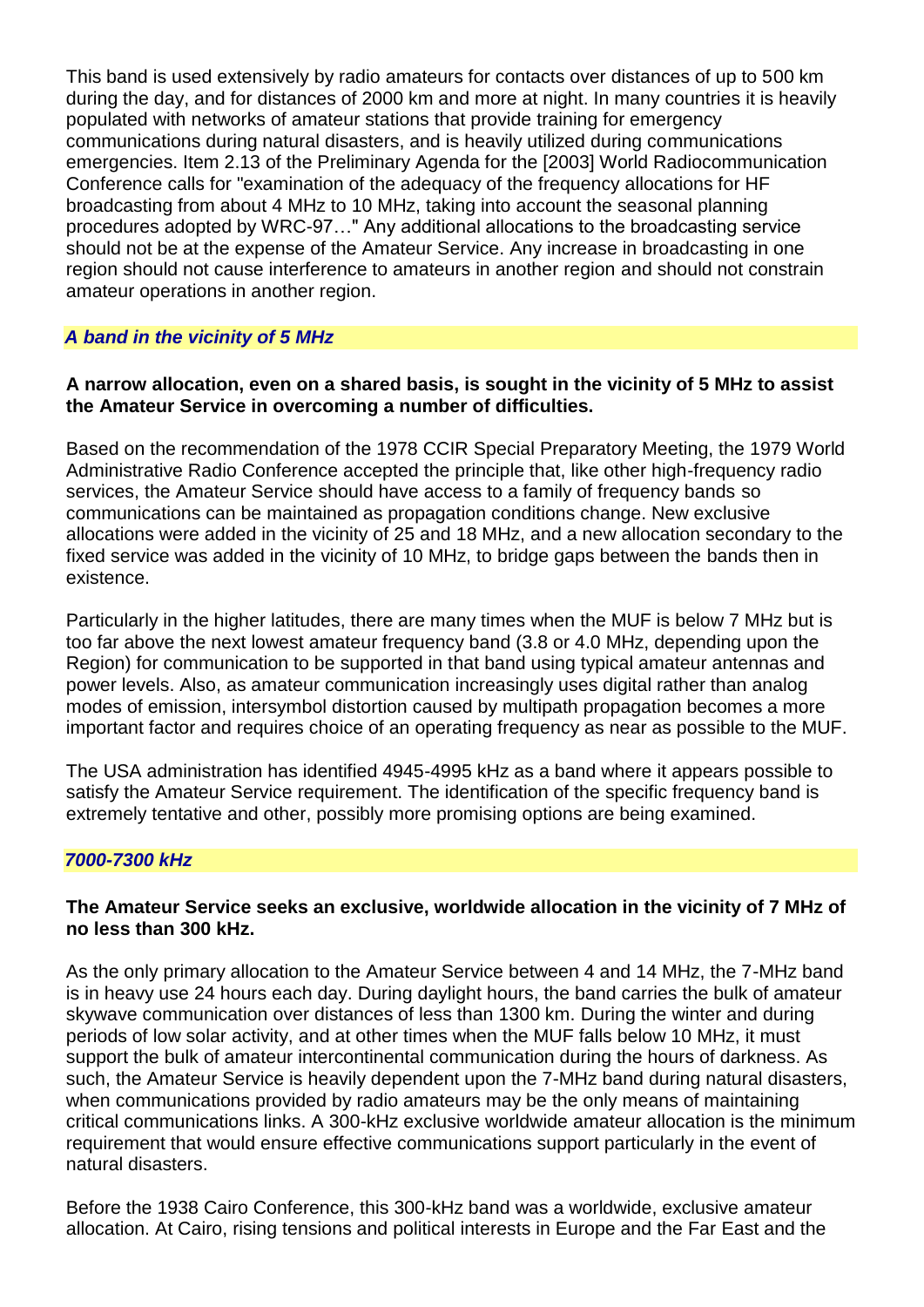This band is used extensively by radio amateurs for contacts over distances of up to 500 km during the day, and for distances of 2000 km and more at night. In many countries it is heavily populated with networks of amateur stations that provide training for emergency communications during natural disasters, and is heavily utilized during communications emergencies. Item 2.13 of the Preliminary Agenda for the [2003] World Radiocommunication Conference calls for "examination of the adequacy of the frequency allocations for HF broadcasting from about 4 MHz to 10 MHz, taking into account the seasonal planning procedures adopted by WRC-97…" Any additional allocations to the broadcasting service should not be at the expense of the Amateur Service. Any increase in broadcasting in one region should not cause interference to amateurs in another region and should not constrain amateur operations in another region.

### *A band in the vicinity of 5 MHz*

**A narrow allocation, even on a shared basis, is sought in the vicinity of 5 MHz to assist the Amateur Service in overcoming a number of difficulties.**

Based on the recommendation of the 1978 CCIR Special Preparatory Meeting, the 1979 World Administrative Radio Conference accepted the principle that, like other high-frequency radio services, the Amateur Service should have access to a family of frequency bands so communications can be maintained as propagation conditions change. New exclusive allocations were added in the vicinity of 25 and 18 MHz, and a new allocation secondary to the fixed service was added in the vicinity of 10 MHz, to bridge gaps between the bands then in existence.

Particularly in the higher latitudes, there are many times when the MUF is below 7 MHz but is too far above the next lowest amateur frequency band (3.8 or 4.0 MHz, depending upon the Region) for communication to be supported in that band using typical amateur antennas and power levels. Also, as amateur communication increasingly uses digital rather than analog modes of emission, intersymbol distortion caused by multipath propagation becomes a more important factor and requires choice of an operating frequency as near as possible to the MUF.

The USA administration has identified 4945-4995 kHz as a band where it appears possible to satisfy the Amateur Service requirement. The identification of the specific frequency band is extremely tentative and other, possibly more promising options are being examined.

### *7000-7300 kHz*

**The Amateur Service seeks an exclusive, worldwide allocation in the vicinity of 7 MHz of no less than 300 kHz.**

As the only primary allocation to the Amateur Service between 4 and 14 MHz, the 7-MHz band is in heavy use 24 hours each day. During daylight hours, the band carries the bulk of amateur skywave communication over distances of less than 1300 km. During the winter and during periods of low solar activity, and at other times when the MUF falls below 10 MHz, it must support the bulk of amateur intercontinental communication during the hours of darkness. As such, the Amateur Service is heavily dependent upon the 7-MHz band during natural disasters, when communications provided by radio amateurs may be the only means of maintaining critical communications links. A 300-kHz exclusive worldwide amateur allocation is the minimum requirement that would ensure effective communications support particularly in the event of natural disasters.

Before the 1938 Cairo Conference, this 300-kHz band was a worldwide, exclusive amateur allocation. At Cairo, rising tensions and political interests in Europe and the Far East and the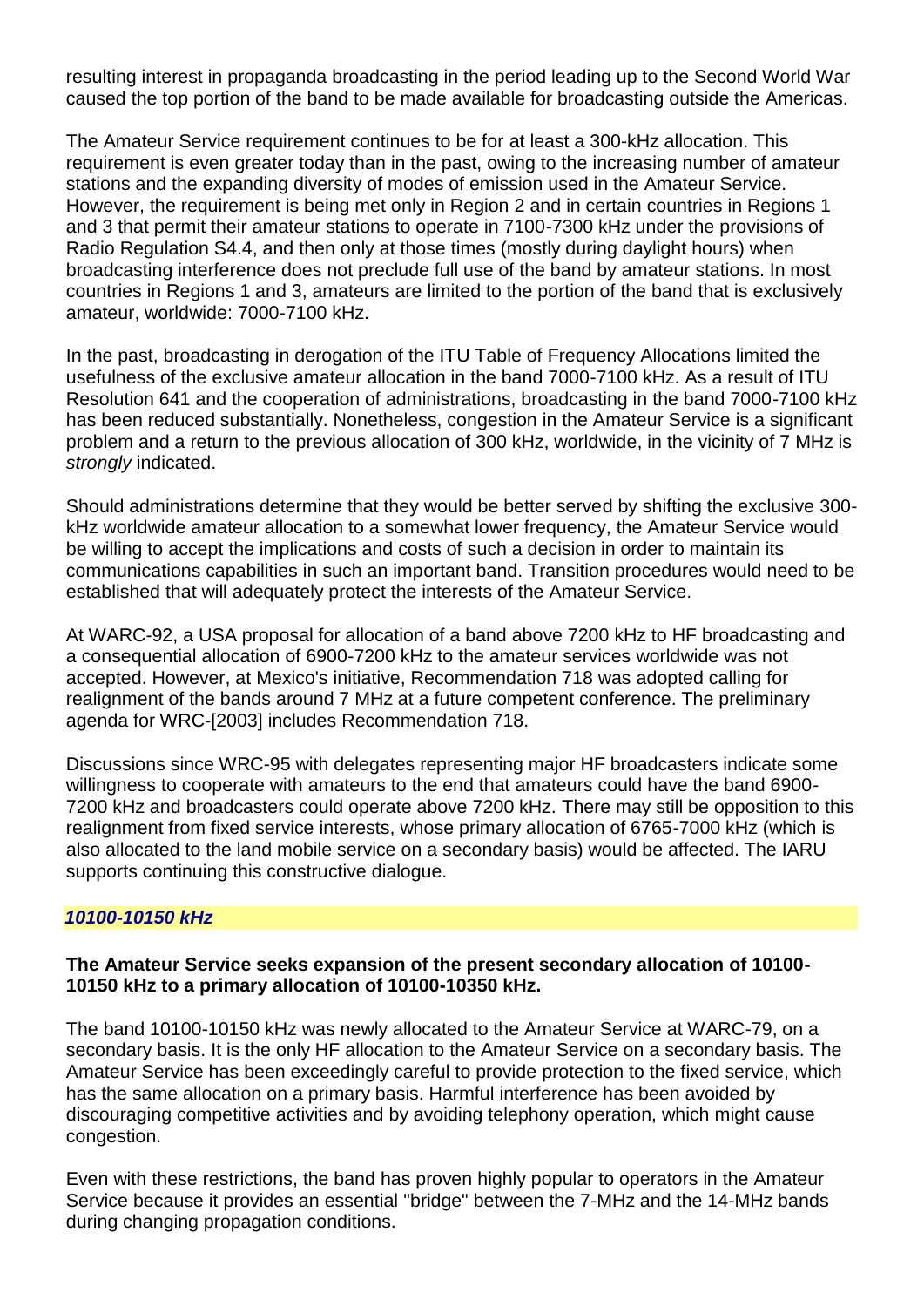resulting interest in propaganda broadcasting in the period leading up to the Second World War caused the top portion of the band to be made available for broadcasting outside the Americas.

The Amateur Service requirement continues to be for at least a 300-kHz allocation. This requirement is even greater today than in the past, owing to the increasing number of amateur stations and the expanding diversity of modes of emission used in the Amateur Service. However, the requirement is being met only in Region 2 and in certain countries in Regions 1 and 3 that permit their amateur stations to operate in 7100-7300 kHz under the provisions of Radio Regulation S4.4, and then only at those times (mostly during daylight hours) when broadcasting interference does not preclude full use of the band by amateur stations. In most countries in Regions 1 and 3, amateurs are limited to the portion of the band that is exclusively amateur, worldwide: 7000-7100 kHz.

In the past, broadcasting in derogation of the ITU Table of Frequency Allocations limited the usefulness of the exclusive amateur allocation in the band 7000-7100 kHz. As a result of ITU Resolution 641 and the cooperation of administrations, broadcasting in the band 7000-7100 kHz has been reduced substantially. Nonetheless, congestion in the Amateur Service is a significant problem and a return to the previous allocation of 300 kHz, worldwide, in the vicinity of 7 MHz is *strongly* indicated.

Should administrations determine that they would be better served by shifting the exclusive 300-kHz worldwide amateur allocation to a somewhat lower frequency, the Amateur Service would be willing to accept the implications and costs of such a decision in order to maintain its communications capabilities in such an important band. Transition procedures would need to be established that will adequately protect the interests of the Amateur Service.

At WARC-92, a USA proposal for allocation of a band above 7200 kHz to HF broadcasting and a consequential allocation of 6900-7200 kHz to the amateur services worldwide was not accepted. However, at Mexico's initiative, Recommendation 718 was adopted calling for realignment of the bands around 7 MHz at a future competent conference. The preliminary agenda for WRC-[2003] includes Recommendation 718.

Discussions since WRC-95 with delegates representing major HF broadcasters indicate some willingness to cooperate with amateurs to the end that amateurs could have the band 6900-7200 kHz and broadcasters could operate above 7200 kHz. There may still be opposition to this realignment from fixed service interests, whose primary allocation of 6765-7000 kHz (which is also allocated to the land mobile service on a secondary basis) would be affected. The IARU supports continuing this constructive dialogue.

### *10100-10150 kHz*

**The Amateur Service seeks expansion of the present secondary allocation of 10100-10150 kHz to a primary allocation of 10100-10350 kHz.**

The band 10100-10150 kHz was newly allocated to the Amateur Service at WARC-79, on a secondary basis. It is the only HF allocation to the Amateur Service on a secondary basis. The Amateur Service has been exceedingly careful to provide protection to the fixed service, which has the same allocation on a primary basis. Harmful interference has been avoided by discouraging competitive activities and by avoiding telephony operation, which might cause congestion.

Even with these restrictions, the band has proven highly popular to operators in the Amateur Service because it provides an essential "bridge" between the 7-MHz and the 14-MHz bands during changing propagation conditions.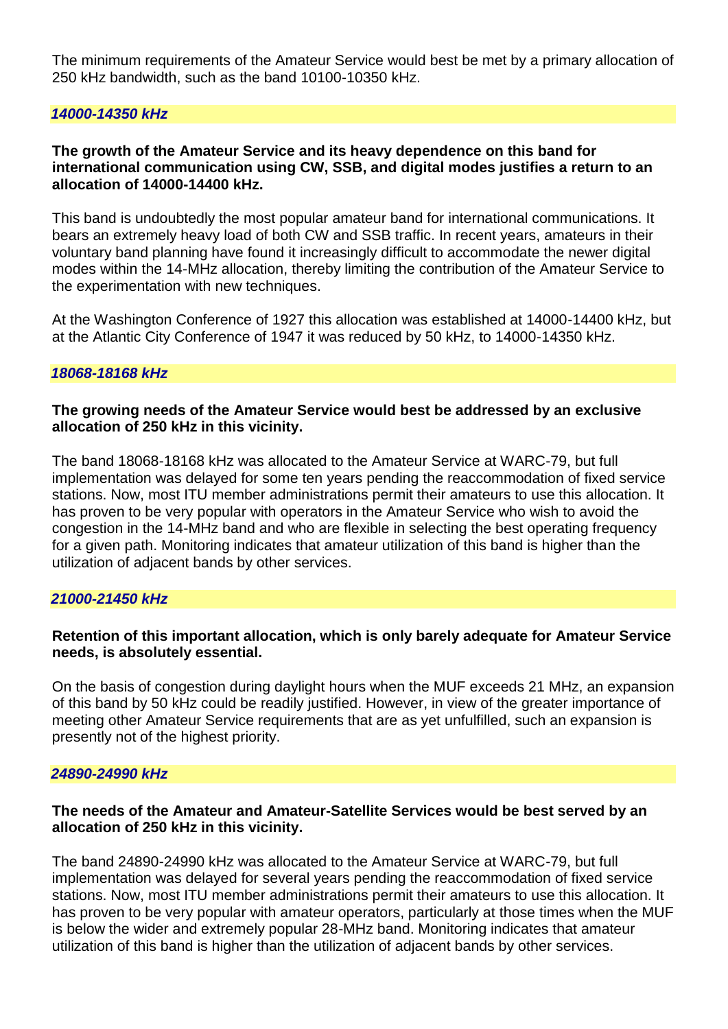The minimum requirements of the Amateur Service would best be met by a primary allocation of 250 kHz bandwidth, such as the band 10100-10350 kHz.

### *14000-14350 kHz*

**The growth of the Amateur Service and its heavy dependence on this band for international communication using CW, SSB, and digital modes justifies a return to an allocation of 14000-14400 kHz.**

This band is undoubtedly the most popular amateur band for international communications. It bears an extremely heavy load of both CW and SSB traffic. In recent years, amateurs in their voluntary band planning have found it increasingly difficult to accommodate the newer digital modes within the 14-MHz allocation, thereby limiting the contribution of the Amateur Service to the experimentation with new techniques.

At the Washington Conference of 1927 this allocation was established at 14000-14400 kHz, but at the Atlantic City Conference of 1947 it was reduced by 50 kHz, to 14000-14350 kHz.

### *18068-18168 kHz*

**The growing needs of the Amateur Service would best be addressed by an exclusive allocation of 250 kHz in this vicinity.**

The band 18068-18168 kHz was allocated to the Amateur Service at WARC-79, but full implementation was delayed for some ten years pending the reaccommodation of fixed service stations. Now, most ITU member administrations permit their amateurs to use this allocation. It has proven to be very popular with operators in the Amateur Service who wish to avoid the congestion in the 14-MHz band and who are flexible in selecting the best operating frequency for a given path. Monitoring indicates that amateur utilization of this band is higher than the utilization of adjacent bands by other services.

### *21000-21450 kHz*

**Retention of this important allocation, which is only barely adequate for Amateur Service needs, is absolutely essential.**

On the basis of congestion during daylight hours when the MUF exceeds 21 MHz, an expansion of this band by 50 kHz could be readily justified. However, in view of the greater importance of meeting other Amateur Service requirements that are as yet unfulfilled, such an expansion is presently not of the highest priority.

### *24890-24990 kHz*

**The needs of the Amateur and Amateur-Satellite Services would be best served by an allocation of 250 kHz in this vicinity.**

The band 24890-24990 kHz was allocated to the Amateur Service at WARC-79, but full implementation was delayed for several years pending the reaccommodation of fixed service stations. Now, most ITU member administrations permit their amateurs to use this allocation. It has proven to be very popular with amateur operators, particularly at those times when the MUF is below the wider and extremely popular 28-MHz band. Monitoring indicates that amateur utilization of this band is higher than the utilization of adjacent bands by other services.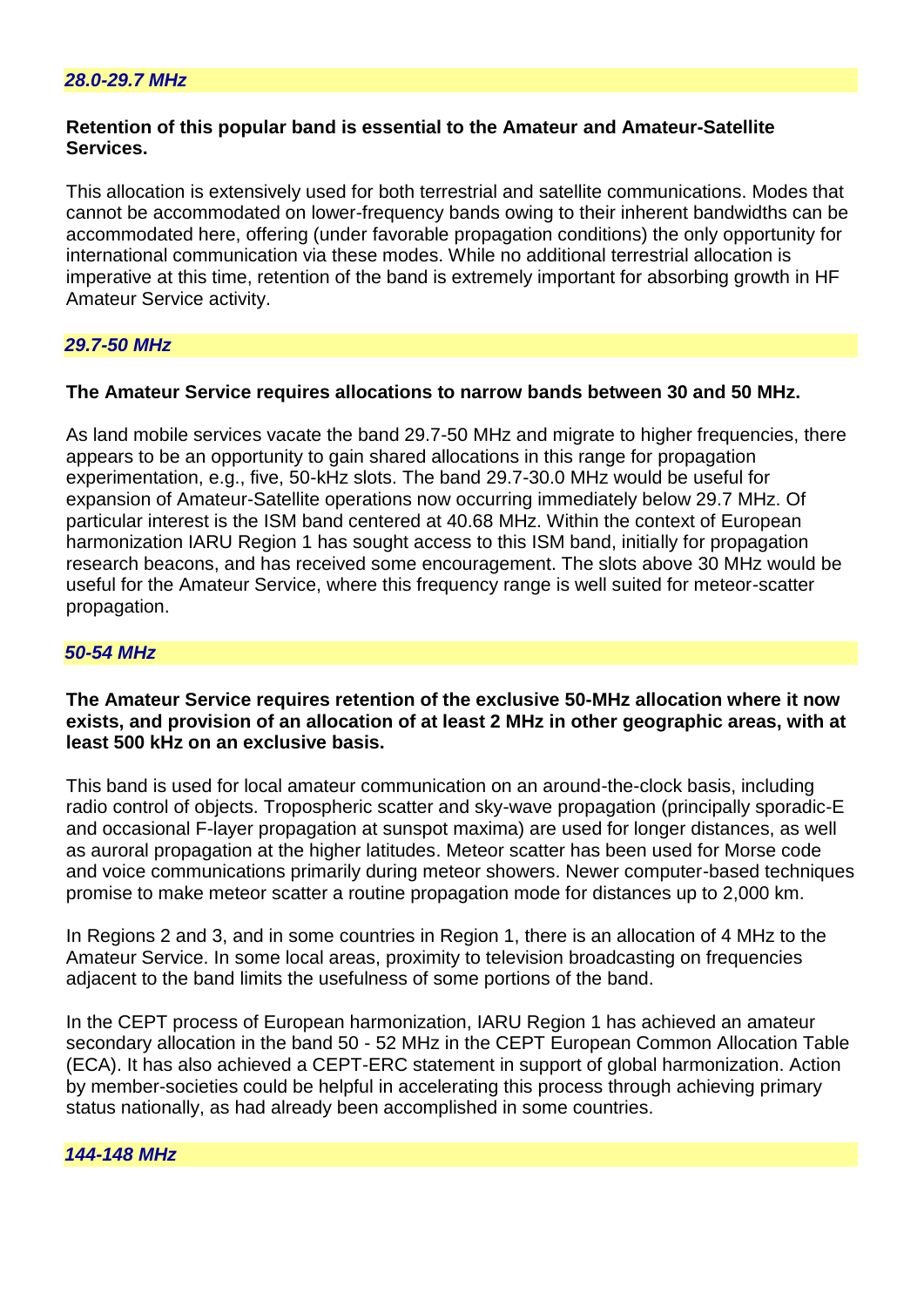### *28.0-29.7 MHz*

**Retention of this popular band is essential to the Amateur and Amateur-Satellite Services.**

This allocation is extensively used for both terrestrial and satellite communications. Modes that cannot be accommodated on lower-frequency bands owing to their inherent bandwidths can be accommodated here, offering (under favorable propagation conditions) the only opportunity for international communication via these modes. While no additional terrestrial allocation is imperative at this time, retention of the band is extremely important for absorbing growth in HF Amateur Service activity.

### *29.7-50 MHz*

**The Amateur Service requires allocations to narrow bands between 30 and 50 MHz.**

As land mobile services vacate the band 29.7-50 MHz and migrate to higher frequencies, there appears to be an opportunity to gain shared allocations in this range for propagation experimentation, e.g., five, 50-kHz slots. The band 29.7-30.0 MHz would be useful for expansion of Amateur-Satellite operations now occurring immediately below 29.7 MHz. Of particular interest is the ISM band centered at 40.68 MHz. Within the context of European harmonization IARU Region 1 has sought access to this ISM band, initially for propagation research beacons, and has received some encouragement. The slots above 30 MHz would be useful for the Amateur Service, where this frequency range is well suited for meteor-scatter propagation.

### *50-54 MHz*

**The Amateur Service requires retention of the exclusive 50-MHz allocation where it now exists, and provision of an allocation of at least 2 MHz in other geographic areas, with at least 500 kHz on an exclusive basis.**

This band is used for local amateur communication on an around-the-clock basis, including radio control of objects. Tropospheric scatter and sky-wave propagation (principally sporadic-E and occasional F-layer propagation at sunspot maxima) are used for longer distances, as well as auroral propagation at the higher latitudes. Meteor scatter has been used for Morse code and voice communications primarily during meteor showers. Newer computer-based techniques promise to make meteor scatter a routine propagation mode for distances up to 2,000 km.

In Regions 2 and 3, and in some countries in Region 1, there is an allocation of 4 MHz to the Amateur Service. In some local areas, proximity to television broadcasting on frequencies adjacent to the band limits the usefulness of some portions of the band.

In the CEPT process of European harmonization, IARU Region 1 has achieved an amateur secondary allocation in the band 50 - 52 MHz in the CEPT European Common Allocation Table (ECA). It has also achieved a CEPT-ERC statement in support of global harmonization. Action by member-societies could be helpful in accelerating this process through achieving primary status nationally, as had already been accomplished in some countries.

### *144-148 MHz*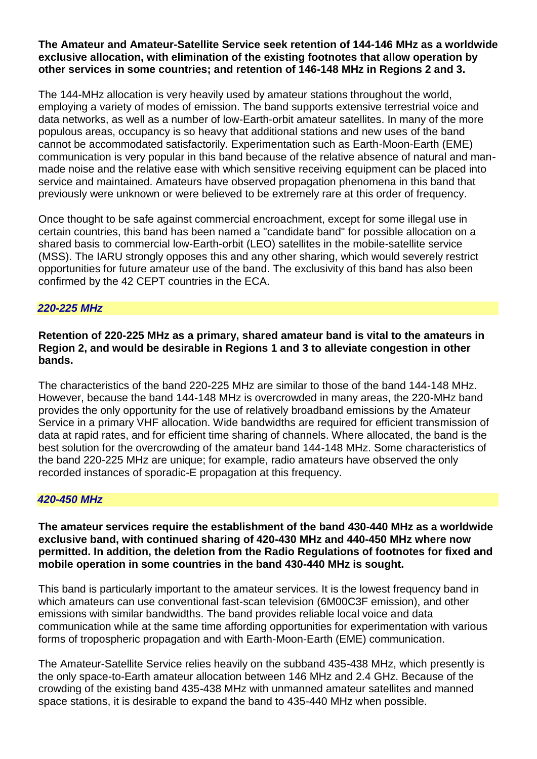**The Amateur and Amateur-Satellite Service seek retention of 144-146 MHz as a worldwide exclusive allocation, with elimination of the existing footnotes that allow operation by other services in some countries; and retention of 146-148 MHz in Regions 2 and 3.**

The 144-MHz allocation is very heavily used by amateur stations throughout the world, employing a variety of modes of emission. The band supports extensive terrestrial voice and data networks, as well as a number of low-Earth-orbit amateur satellites. In many of the more populous areas, occupancy is so heavy that additional stations and new uses of the band cannot be accommodated satisfactorily. Experimentation such as Earth-Moon-Earth (EME) communication is very popular in this band because of the relative absence of natural and man-made noise and the relative ease with which sensitive receiving equipment can be placed into service and maintained. Amateurs have observed propagation phenomena in this band that previously were unknown or were believed to be extremely rare at this order of frequency.

Once thought to be safe against commercial encroachment, except for some illegal use in certain countries, this band has been named a "candidate band" for possible allocation on a shared basis to commercial low-Earth-orbit (LEO) satellites in the mobile-satellite service (MSS). The IARU strongly opposes this and any other sharing, which would severely restrict opportunities for future amateur use of the band. The exclusivity of this band has also been confirmed by the 42 CEPT countries in the ECA.

### *220-225 MHz*

**Retention of 220-225 MHz as a primary, shared amateur band is vital to the amateurs in Region 2, and would be desirable in Regions 1 and 3 to alleviate congestion in other bands.**

The characteristics of the band 220-225 MHz are similar to those of the band 144-148 MHz. However, because the band 144-148 MHz is overcrowded in many areas, the 220-MHz band provides the only opportunity for the use of relatively broadband emissions by the Amateur Service in a primary VHF allocation. Wide bandwidths are required for efficient transmission of data at rapid rates, and for efficient time sharing of channels. Where allocated, the band is the best solution for the overcrowding of the amateur band 144-148 MHz. Some characteristics of the band 220-225 MHz are unique; for example, radio amateurs have observed the only recorded instances of sporadic-E propagation at this frequency.

### *420-450 MHz*

**The amateur services require the establishment of the band 430-440 MHz as a worldwide exclusive band, with continued sharing of 420-430 MHz and 440-450 MHz where now permitted. In addition, the deletion from the Radio Regulations of footnotes for fixed and mobile operation in some countries in the band 430-440 MHz is sought.**

This band is particularly important to the amateur services. It is the lowest frequency band in which amateurs can use conventional fast-scan television (6M00C3F emission), and other emissions with similar bandwidths. The band provides reliable local voice and data communication while at the same time affording opportunities for experimentation with various forms of tropospheric propagation and with Earth-Moon-Earth (EME) communication.

The Amateur-Satellite Service relies heavily on the subband 435-438 MHz, which presently is the only space-to-Earth amateur allocation between 146 MHz and 2.4 GHz. Because of the crowding of the existing band 435-438 MHz with unmanned amateur satellites and manned space stations, it is desirable to expand the band to 435-440 MHz when possible.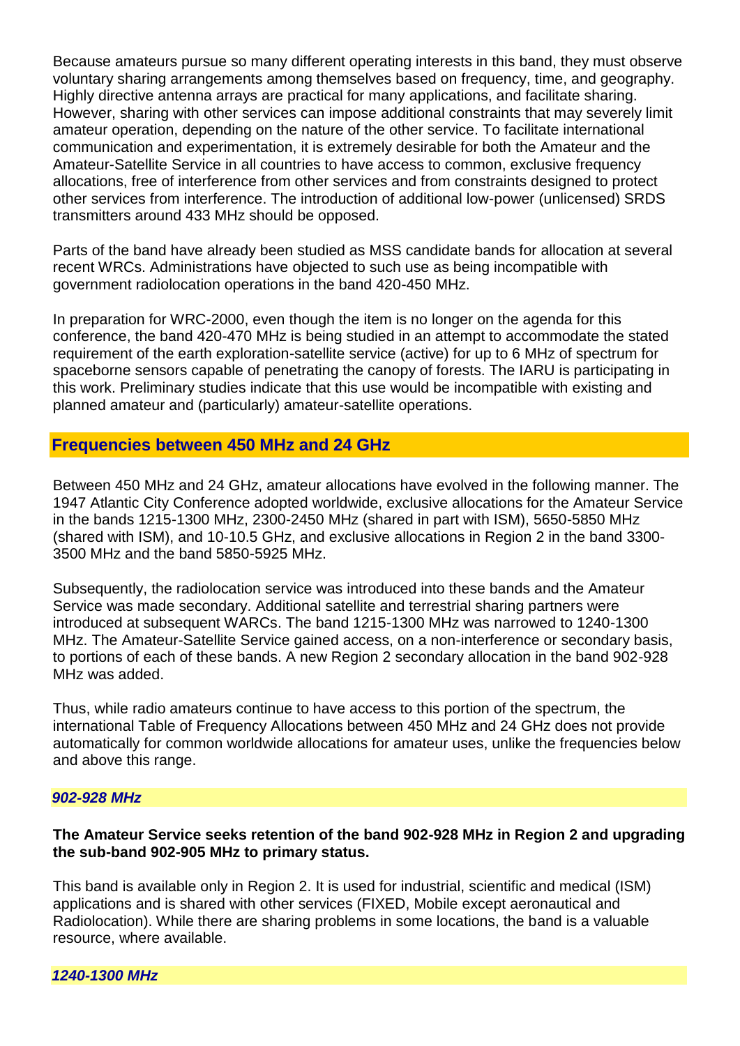Because amateurs pursue so many different operating interests in this band, they must observe voluntary sharing arrangements among themselves based on frequency, time, and geography. Highly directive antenna arrays are practical for many applications, and facilitate sharing. However, sharing with other services can impose additional constraints that may severely limit amateur operation, depending on the nature of the other service. To facilitate international communication and experimentation, it is extremely desirable for both the Amateur and the Amateur-Satellite Service in all countries to have access to common, exclusive frequency allocations, free of interference from other services and from constraints designed to protect other services from interference. The introduction of additional low-power (unlicensed) SRDS transmitters around 433 MHz should be opposed.

Parts of the band have already been studied as MSS candidate bands for allocation at several recent WRCs. Administrations have objected to such use as being incompatible with government radiolocation operations in the band 420-450 MHz.

In preparation for WRC-2000, even though the item is no longer on the agenda for this conference, the band 420-470 MHz is being studied in an attempt to accommodate the stated requirement of the earth exploration-satellite service (active) for up to 6 MHz of spectrum for spaceborne sensors capable of penetrating the canopy of forests. The IARU is participating in this work. Preliminary studies indicate that this use would be incompatible with existing and planned amateur and (particularly) amateur-satellite operations.

## Frequencies between 450 MHz and 24 GHz

Between 450 MHz and 24 GHz, amateur allocations have evolved in the following manner. The 1947 Atlantic City Conference adopted worldwide, exclusive allocations for the Amateur Service in the bands 1215-1300 MHz, 2300-2450 MHz (shared in part with ISM), 5650-5850 MHz (shared with ISM), and 10-10.5 GHz, and exclusive allocations in Region 2 in the band 3300-3500 MHz and the band 5850-5925 MHz.

Subsequently, the radiolocation service was introduced into these bands and the Amateur Service was made secondary. Additional satellite and terrestrial sharing partners were introduced at subsequent WARCs. The band 1215-1300 MHz was narrowed to 1240-1300 MHz. The Amateur-Satellite Service gained access, on a non-interference or secondary basis, to portions of each of these bands. A new Region 2 secondary allocation in the band 902-928 MHz was added.

Thus, while radio amateurs continue to have access to this portion of the spectrum, the international Table of Frequency Allocations between 450 MHz and 24 GHz does not provide automatically for common worldwide allocations for amateur uses, unlike the frequencies below and above this range.

### *902-928 MHz*

**The Amateur Service seeks retention of the band 902-928 MHz in Region 2 and upgrading the sub-band 902-905 MHz to primary status.**

This band is available only in Region 2. It is used for industrial, scientific and medical (ISM) applications and is shared with other services (FIXED, Mobile except aeronautical and Radiolocation). While there are sharing problems in some locations, the band is a valuable resource, where available.

### *1240-1300 MHz*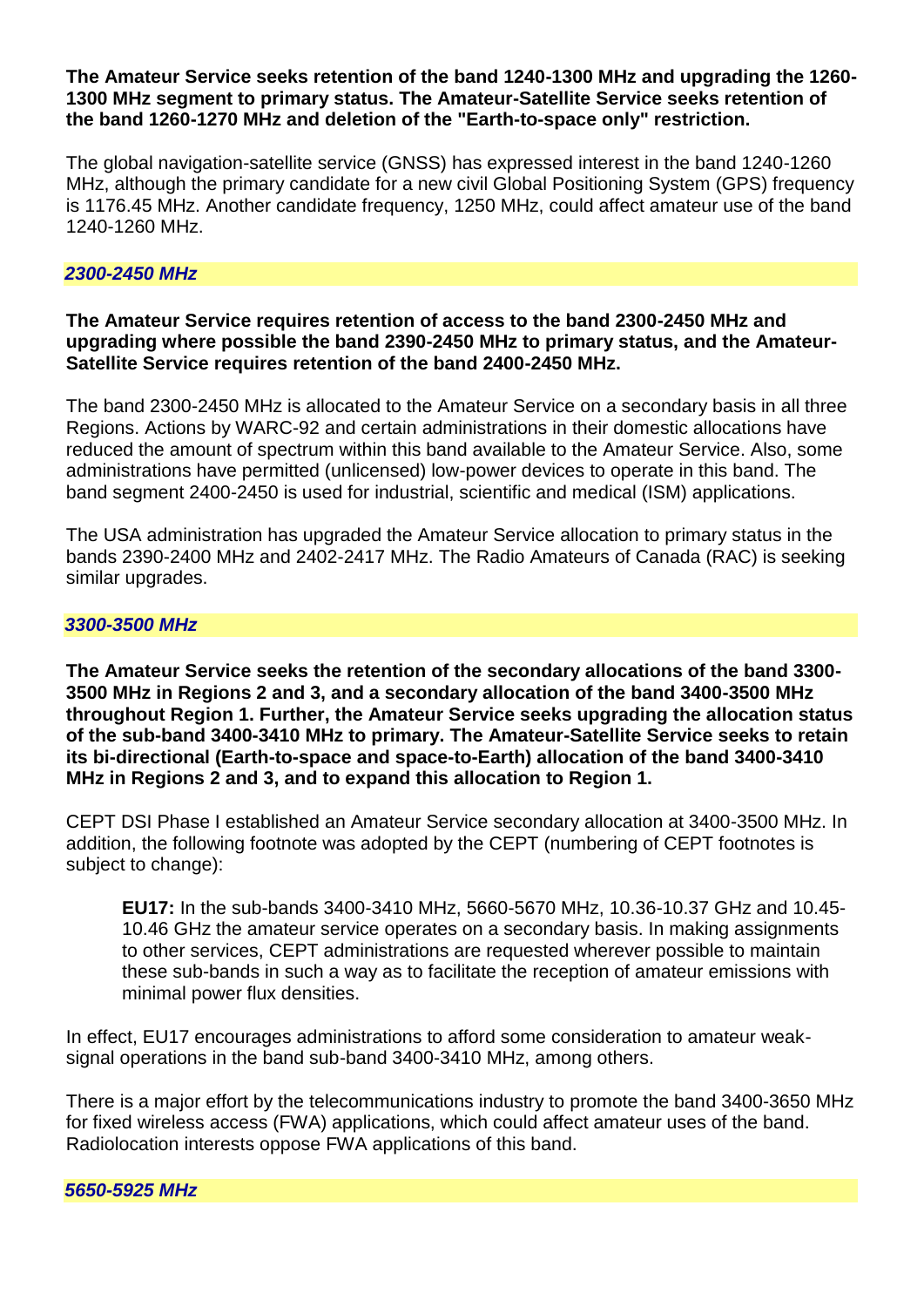**The Amateur Service seeks retention of the band 1240-1300 MHz and upgrading the 1260-1300 MHz segment to primary status. The Amateur-Satellite Service seeks retention of the band 1260-1270 MHz and deletion of the "Earth-to-space only" restriction.**

The global navigation-satellite service (GNSS) has expressed interest in the band 1240-1260 MHz, although the primary candidate for a new civil Global Positioning System (GPS) frequency is 1176.45 MHz. Another candidate frequency, 1250 MHz, could affect amateur use of the band 1240-1260 MHz.

### *2300-2450 MHz*

**The Amateur Service requires retention of access to the band 2300-2450 MHz and upgrading where possible the band 2390-2450 MHz to primary status, and the Amateur-Satellite Service requires retention of the band 2400-2450 MHz.**

The band 2300-2450 MHz is allocated to the Amateur Service on a secondary basis in all three Regions. Actions by WARC-92 and certain administrations in their domestic allocations have reduced the amount of spectrum within this band available to the Amateur Service. Also, some administrations have permitted (unlicensed) low-power devices to operate in this band. The band segment 2400-2450 is used for industrial, scientific and medical (ISM) applications.

The USA administration has upgraded the Amateur Service allocation to primary status in the bands 2390-2400 MHz and 2402-2417 MHz. The Radio Amateurs of Canada (RAC) is seeking similar upgrades.

### *3300-3500 MHz*

**The Amateur Service seeks the retention of the secondary allocations of the band 3300-3500 MHz in Regions 2 and 3, and a secondary allocation of the band 3400-3500 MHz throughout Region 1. Further, the Amateur Service seeks upgrading the allocation status of the sub-band 3400-3410 MHz to primary. The Amateur-Satellite Service seeks to retain its bi-directional (Earth-to-space and space-to-Earth) allocation of the band 3400-3410 MHz in Regions 2 and 3, and to expand this allocation to Region 1.**

CEPT DSI Phase I established an Amateur Service secondary allocation at 3400-3500 MHz. In addition, the following footnote was adopted by the CEPT (numbering of CEPT footnotes is subject to change):

> **EU17:** In the sub-bands 3400-3410 MHz, 5660-5670 MHz, 10.36-10.37 GHz and 10.45-10.46 GHz the amateur service operates on a secondary basis. In making assignments to other services, CEPT administrations are requested wherever possible to maintain these sub-bands in such a way as to facilitate the reception of amateur emissions with minimal power flux densities.

In effect, EU17 encourages administrations to afford some consideration to amateur weak-signal operations in the band sub-band 3400-3410 MHz, among others.

There is a major effort by the telecommunications industry to promote the band 3400-3650 MHz for fixed wireless access (FWA) applications, which could affect amateur uses of the band. Radiolocation interests oppose FWA applications of this band.

### *5650-5925 MHz*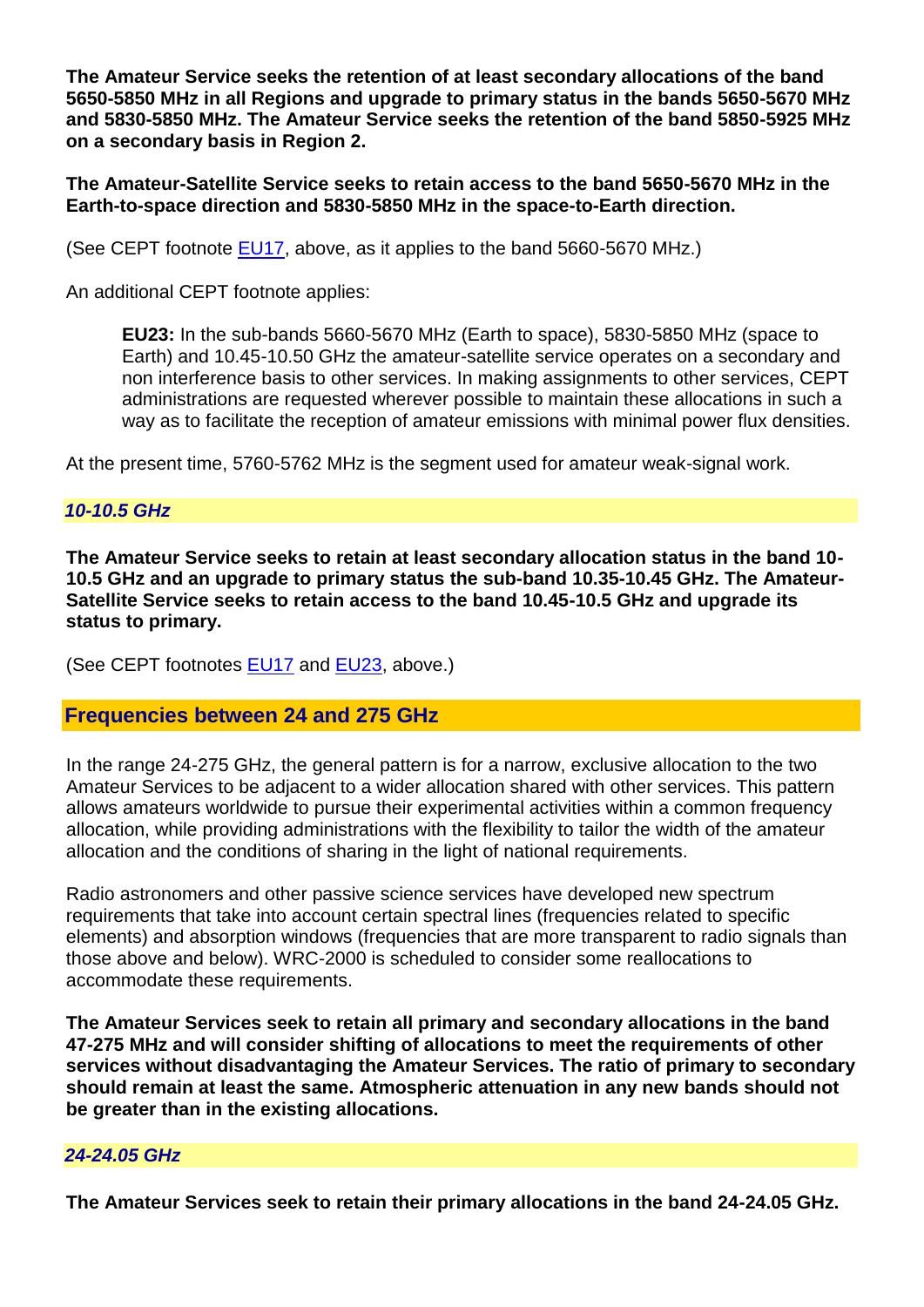**The Amateur Service seeks the retention of at least secondary allocations of the band 5650-5850 MHz in all Regions and upgrade to primary status in the bands 5650-5670 MHz and 5830-5850 MHz. The Amateur Service seeks the retention of the band 5850-5925 MHz on a secondary basis in Region 2.**

**The Amateur-Satellite Service seeks to retain access to the band 5650-5670 MHz in the Earth-to-space direction and 5830-5850 MHz in the space-to-Earth direction.**

(See CEPT footnote EU17, above, as it applies to the band 5660-5670 MHz.)

An additional CEPT footnote applies:

> **EU23:** In the sub-bands 5660-5670 MHz (Earth to space), 5830-5850 MHz (space to Earth) and 10.45-10.50 GHz the amateur-satellite service operates on a secondary and non interference basis to other services. In making assignments to other services, CEPT administrations are requested wherever possible to maintain these allocations in such a way as to facilitate the reception of amateur emissions with minimal power flux densities.

At the present time, 5760-5762 MHz is the segment used for amateur weak-signal work.

### *10-10.5 GHz*

**The Amateur Service seeks to retain at least secondary allocation status in the band 10-10.5 GHz and an upgrade to primary status the sub-band 10.35-10.45 GHz. The Amateur-Satellite Service seeks to retain access to the band 10.45-10.5 GHz and upgrade its status to primary.**

(See CEPT footnotes EU17 and EU23, above.)

## Frequencies between 24 and 275 GHz

In the range 24-275 GHz, the general pattern is for a narrow, exclusive allocation to the two Amateur Services to be adjacent to a wider allocation shared with other services. This pattern allows amateurs worldwide to pursue their experimental activities within a common frequency allocation, while providing administrations with the flexibility to tailor the width of the amateur allocation and the conditions of sharing in the light of national requirements.

Radio astronomers and other passive science services have developed new spectrum requirements that take into account certain spectral lines (frequencies related to specific elements) and absorption windows (frequencies that are more transparent to radio signals than those above and below). WRC-2000 is scheduled to consider some reallocations to accommodate these requirements.

**The Amateur Services seek to retain all primary and secondary allocations in the band 47-275 MHz and will consider shifting of allocations to meet the requirements of other services without disadvantaging the Amateur Services. The ratio of primary to secondary should remain at least the same. Atmospheric attenuation in any new bands should not be greater than in the existing allocations.**

### *24-24.05 GHz*

**The Amateur Services seek to retain their primary allocations in the band 24-24.05 GHz.**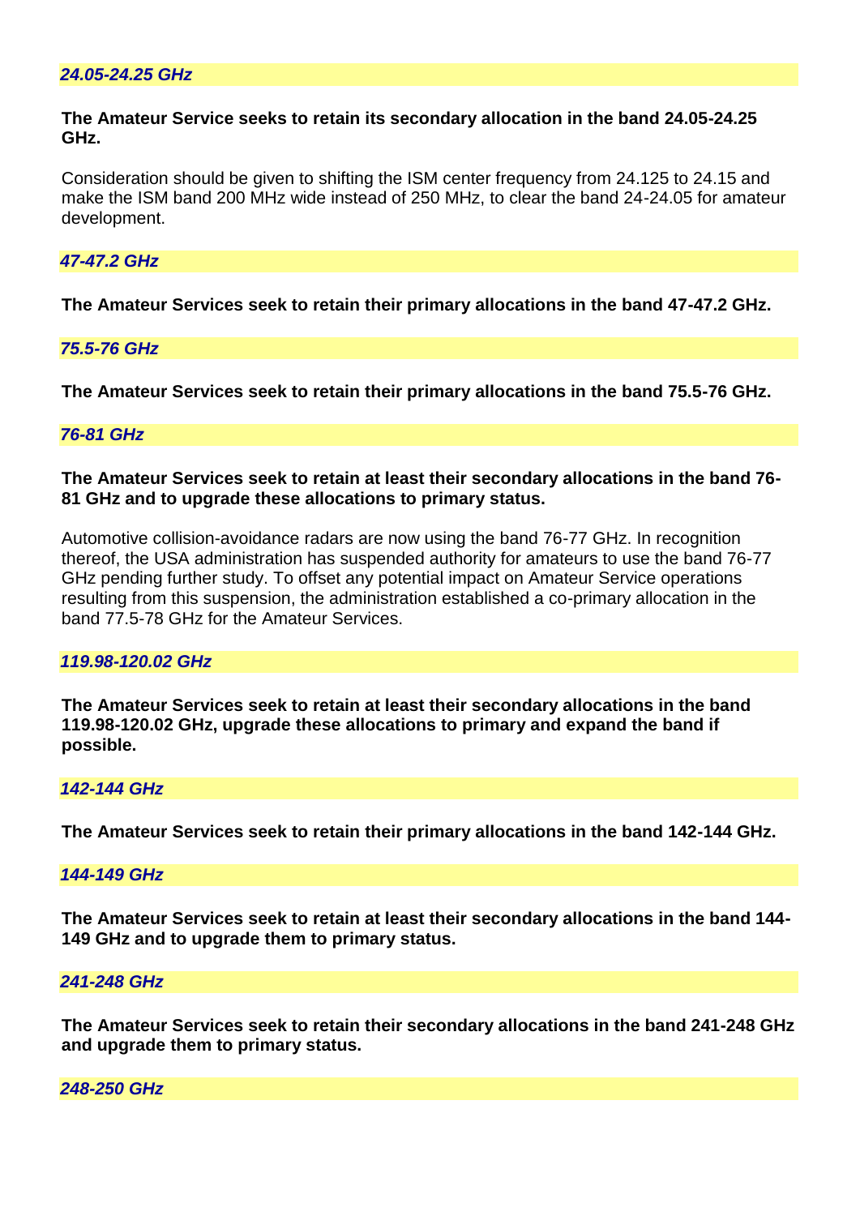### *24.05-24.25 GHz*

**The Amateur Service seeks to retain its secondary allocation in the band 24.05-24.25 GHz.**

Consideration should be given to shifting the ISM center frequency from 24.125 to 24.15 and make the ISM band 200 MHz wide instead of 250 MHz, to clear the band 24-24.05 for amateur development.

### *47-47.2 GHz*

**The Amateur Services seek to retain their primary allocations in the band 47-47.2 GHz.**

### *75.5-76 GHz*

**The Amateur Services seek to retain their primary allocations in the band 75.5-76 GHz.**

### *76-81 GHz*

**The Amateur Services seek to retain at least their secondary allocations in the band 76-81 GHz and to upgrade these allocations to primary status.**

Automotive collision-avoidance radars are now using the band 76-77 GHz. In recognition thereof, the USA administration has suspended authority for amateurs to use the band 76-77 GHz pending further study. To offset any potential impact on Amateur Service operations resulting from this suspension, the administration established a co-primary allocation in the band 77.5-78 GHz for the Amateur Services.

### *119.98-120.02 GHz*

**The Amateur Services seek to retain at least their secondary allocations in the band 119.98-120.02 GHz, upgrade these allocations to primary and expand the band if possible.**

### *142-144 GHz*

**The Amateur Services seek to retain their primary allocations in the band 142-144 GHz.**

### *144-149 GHz*

**The Amateur Services seek to retain at least their secondary allocations in the band 144-149 GHz and to upgrade them to primary status.**

### *241-248 GHz*

**The Amateur Services seek to retain their secondary allocations in the band 241-248 GHz and upgrade them to primary status.**

### *248-250 GHz*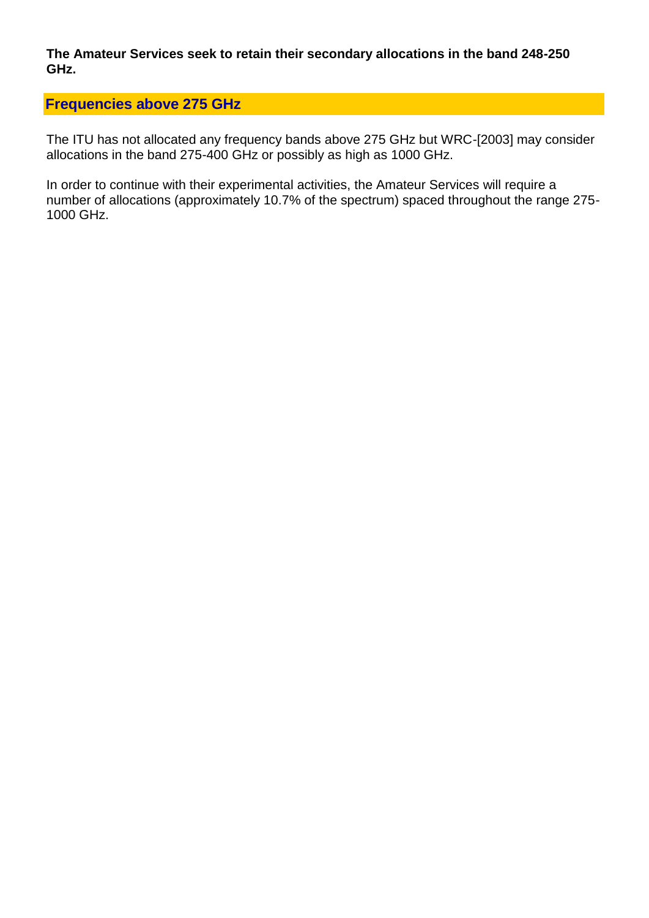**The Amateur Services seek to retain their secondary allocations in the band 248-250 GHz.**

## Frequencies above 275 GHz

The ITU has not allocated any frequency bands above 275 GHz but WRC-[2003] may consider allocations in the band 275-400 GHz or possibly as high as 1000 GHz.

In order to continue with their experimental activities, the Amateur Services will require a number of allocations (approximately 10.7% of the spectrum) spaced throughout the range 275-1000 GHz.